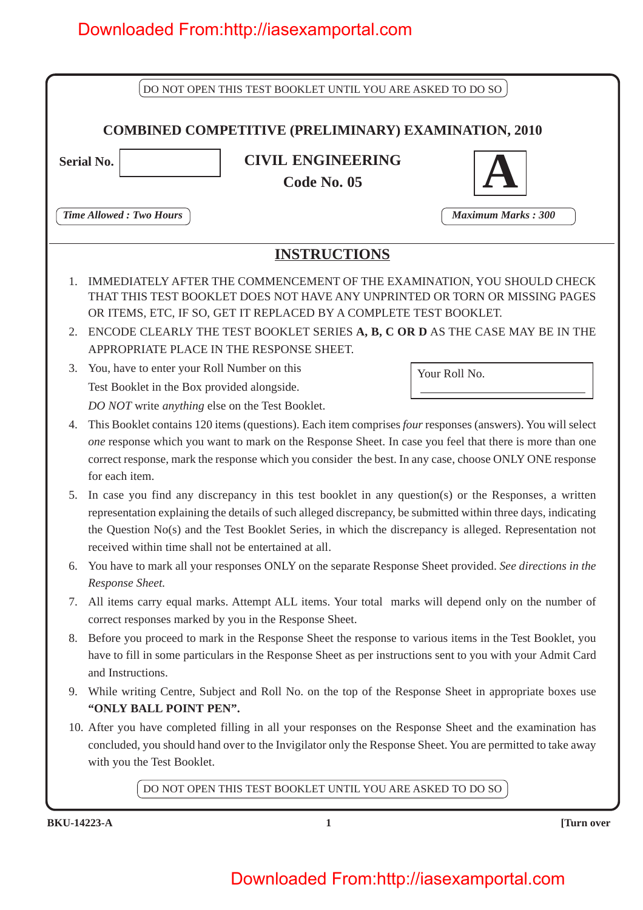DO NOT OPEN THIS TEST BOOKLET UNTIL YOU ARE ASKED TO DO SO

# COMBINED COMPETITIVE (PRELIMINARY) EXAMINATION, 2010

**Serial No.**

## CIVIL ENGINEERING

**Code No. 05**

**A**

*Time Allowed : Two Hours*

*Maximum Marks : 300*

## INSTRUCTIONS

1. IMMEDIATELY AFTER THE COMMENCEMENT OF THE EXAMINATION, YOU SHOULD CHECK THAT THIS TEST BOOKLET DOES NOT HAVE ANY UNPRINTED OR TORN OR MISSING PAGES OR ITEMS, ETC, IF SO, GET IT REPLACED BY A COMPLETE TEST BOOKLET.
2. ENCODE CLEARLY THE TEST BOOKLET SERIES **A, B, C OR D** AS THE CASE MAY BE IN THE APPROPRIATE PLACE IN THE RESPONSE SHEET.
3. You, have to enter your Roll Number on this Test Booklet in the Box provided alongside. *DO NOT* write *anything* else on the Test Booklet.

   Your Roll No. ____________________

4. This Booklet contains 120 items (questions). Each item comprises *four* responses (answers). You will select *one* response which you want to mark on the Response Sheet. In case you feel that there is more than one correct response, mark the response which you consider the best. In any case, choose ONLY ONE response for each item.
5. In case you find any discrepancy in this test booklet in any question(s) or the Responses, a written representation explaining the details of such alleged discrepancy, be submitted within three days, indicating the Question No(s) and the Test Booklet Series, in which the discrepancy is alleged. Representation not received within time shall not be entertained at all.
6. You have to mark all your responses ONLY on the separate Response Sheet provided. *See directions in the Response Sheet.*
7. All items carry equal marks. Attempt ALL items. Your total marks will depend only on the number of correct responses marked by you in the Response Sheet.
8. Before you proceed to mark in the Response Sheet the response to various items in the Test Booklet, you have to fill in some particulars in the Response Sheet as per instructions sent to you with your Admit Card and Instructions.
9. While writing Centre, Subject and Roll No. on the top of the Response Sheet in appropriate boxes use **"ONLY BALL POINT PEN".**
10. After you have completed filling in all your responses on the Response Sheet and the examination has concluded, you should hand over to the Invigilator only the Response Sheet. You are permitted to take away with you the Test Booklet.

DO NOT OPEN THIS TEST BOOKLET UNTIL YOU ARE ASKED TO DO SO

**BKU-14223-A** **[Turn over**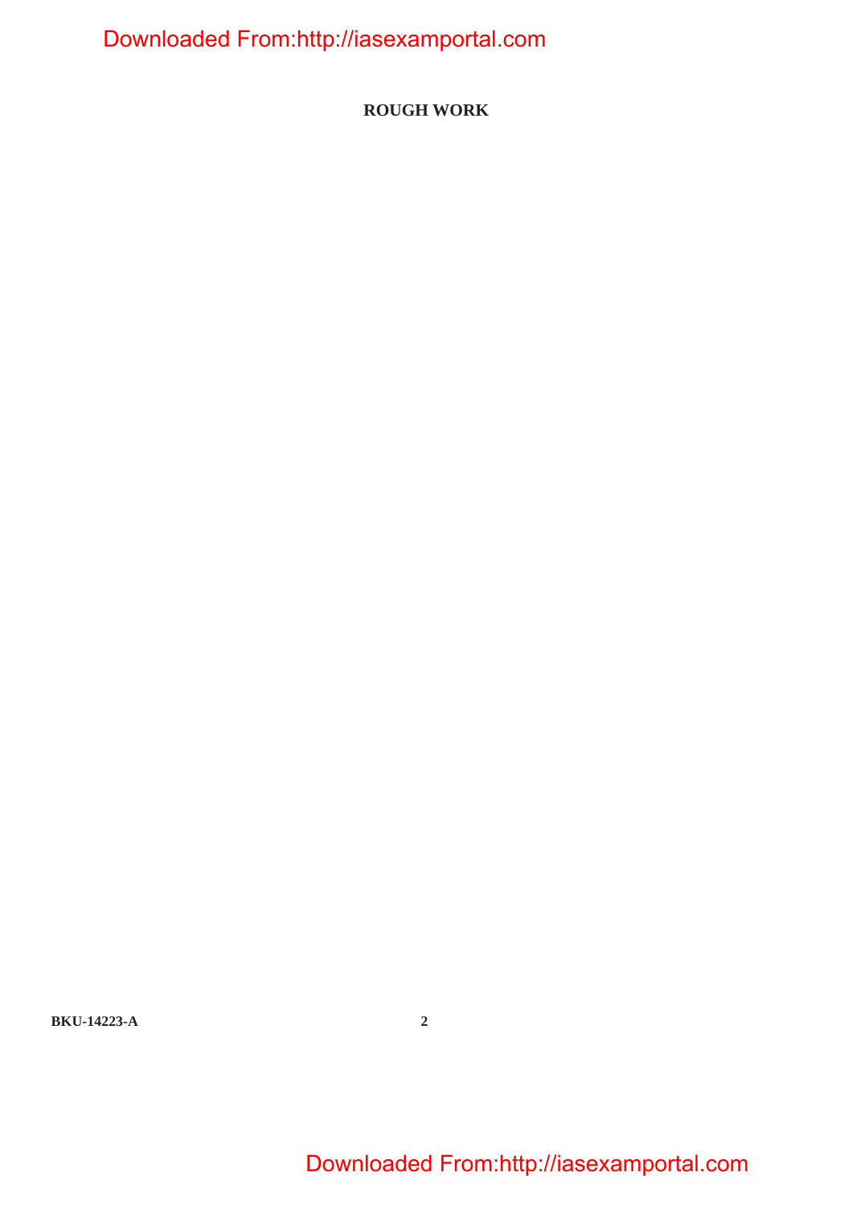# ROUGH WORK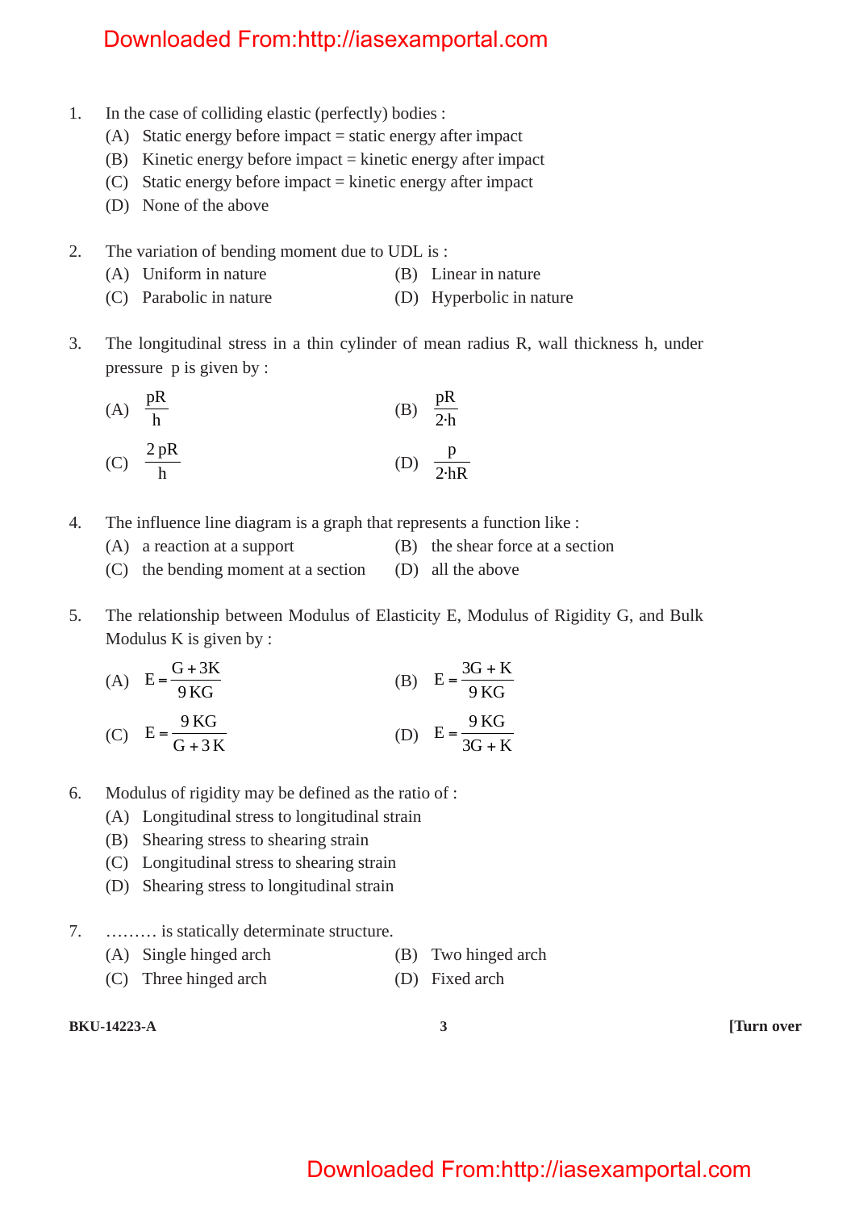1. In the case of colliding elastic (perfectly) bodies :
   (A) Static energy before impact = static energy after impact
   (B) Kinetic energy before impact = kinetic energy after impact
   (C) Static energy before impact = kinetic energy after impact
   (D) None of the above

2. The variation of bending moment due to UDL is :
   (A) Uniform in nature
   (B) Linear in nature
   (C) Parabolic in nature
   (D) Hyperbolic in nature

3. The longitudinal stress in a thin cylinder of mean radius R, wall thickness h, under pressure p is given by :
   (A) $\frac{pR}{h}$
   (B) $\frac{pR}{2 \cdot h}$
   (C) $\frac{2\,pR}{h}$
   (D) $\frac{p}{2 \cdot hR}$

4. The influence line diagram is a graph that represents a function like :
   (A) a reaction at a support
   (B) the shear force at a section
   (C) the bending moment at a section
   (D) all the above

5. The relationship between Modulus of Elasticity E, Modulus of Rigidity G, and Bulk Modulus K is given by :
   (A) $E = \frac{G + 3K}{9\,KG}$
   (B) $E = \frac{3G + K}{9\,KG}$
   (C) $E = \frac{9\,KG}{G + 3\,K}$
   (D) $E = \frac{9\,KG}{3G + K}$

6. Modulus of rigidity may be defined as the ratio of :
   (A) Longitudinal stress to longitudinal strain
   (B) Shearing stress to shearing strain
   (C) Longitudinal stress to shearing strain
   (D) Shearing stress to longitudinal strain

7. ……… is statically determinate structure.
   (A) Single hinged arch
   (B) Two hinged arch
   (C) Three hinged arch
   (D) Fixed arch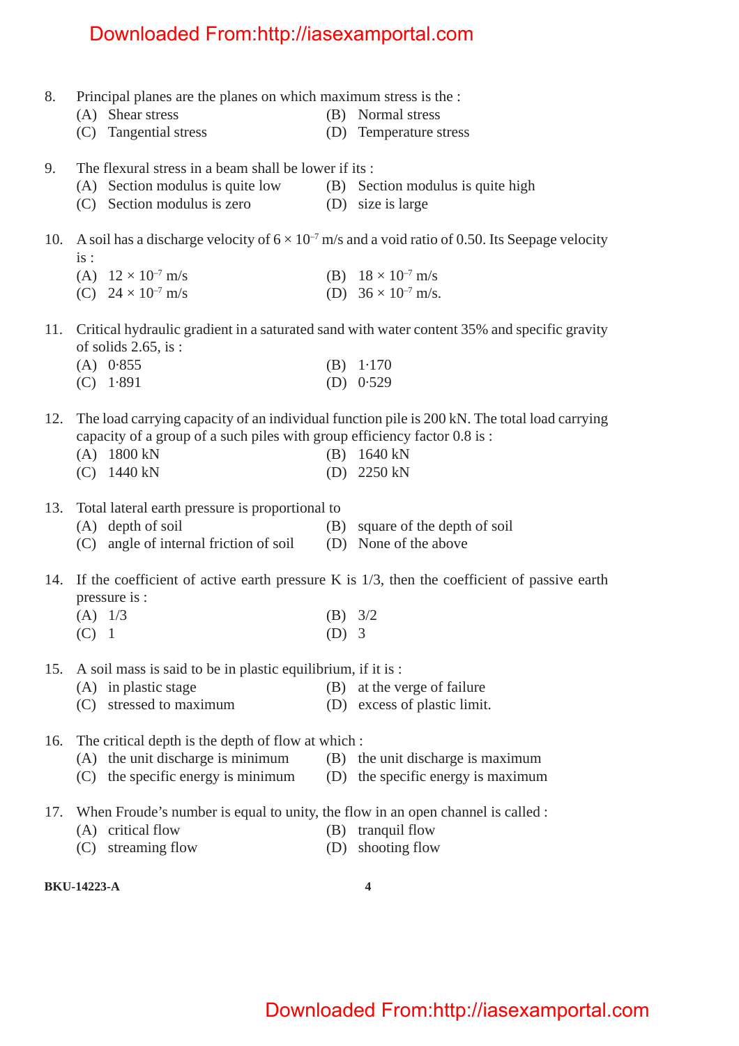8. Principal planes are the planes on which maximum stress is the :
   (A) Shear stress
   (B) Normal stress
   (C) Tangential stress
   (D) Temperature stress

9. The flexural stress in a beam shall be lower if its :
   (A) Section modulus is quite low
   (B) Section modulus is quite high
   (C) Section modulus is zero
   (D) size is large

10. A soil has a discharge velocity of $6 \times 10^{-7}$ m/s and a void ratio of 0.50. Its Seepage velocity is :
    (A) $12 \times 10^{-7}$ m/s
    (B) $18 \times 10^{-7}$ m/s
    (C) $24 \times 10^{-7}$ m/s
    (D) $36 \times 10^{-7}$ m/s.

11. Critical hydraulic gradient in a saturated sand with water content 35% and specific gravity of solids 2.65, is :
    (A) 0·855
    (B) 1·170
    (C) 1·891
    (D) 0·529

12. The load carrying capacity of an individual function pile is 200 kN. The total load carrying capacity of a group of a such piles with group efficiency factor 0.8 is :
    (A) 1800 kN
    (B) 1640 kN
    (C) 1440 kN
    (D) 2250 kN

13. Total lateral earth pressure is proportional to
    (A) depth of soil
    (B) square of the depth of soil
    (C) angle of internal friction of soil
    (D) None of the above

14. If the coefficient of active earth pressure K is 1/3, then the coefficient of passive earth pressure is :
    (A) 1/3
    (B) 3/2
    (C) 1
    (D) 3

15. A soil mass is said to be in plastic equilibrium, if it is :
    (A) in plastic stage
    (B) at the verge of failure
    (C) stressed to maximum
    (D) excess of plastic limit.

16. The critical depth is the depth of flow at which :
    (A) the unit discharge is minimum
    (B) the unit discharge is maximum
    (C) the specific energy is minimum
    (D) the specific energy is maximum

17. When Froude's number is equal to unity, the flow in an open channel is called :
    (A) critical flow
    (B) tranquil flow
    (C) streaming flow
    (D) shooting flow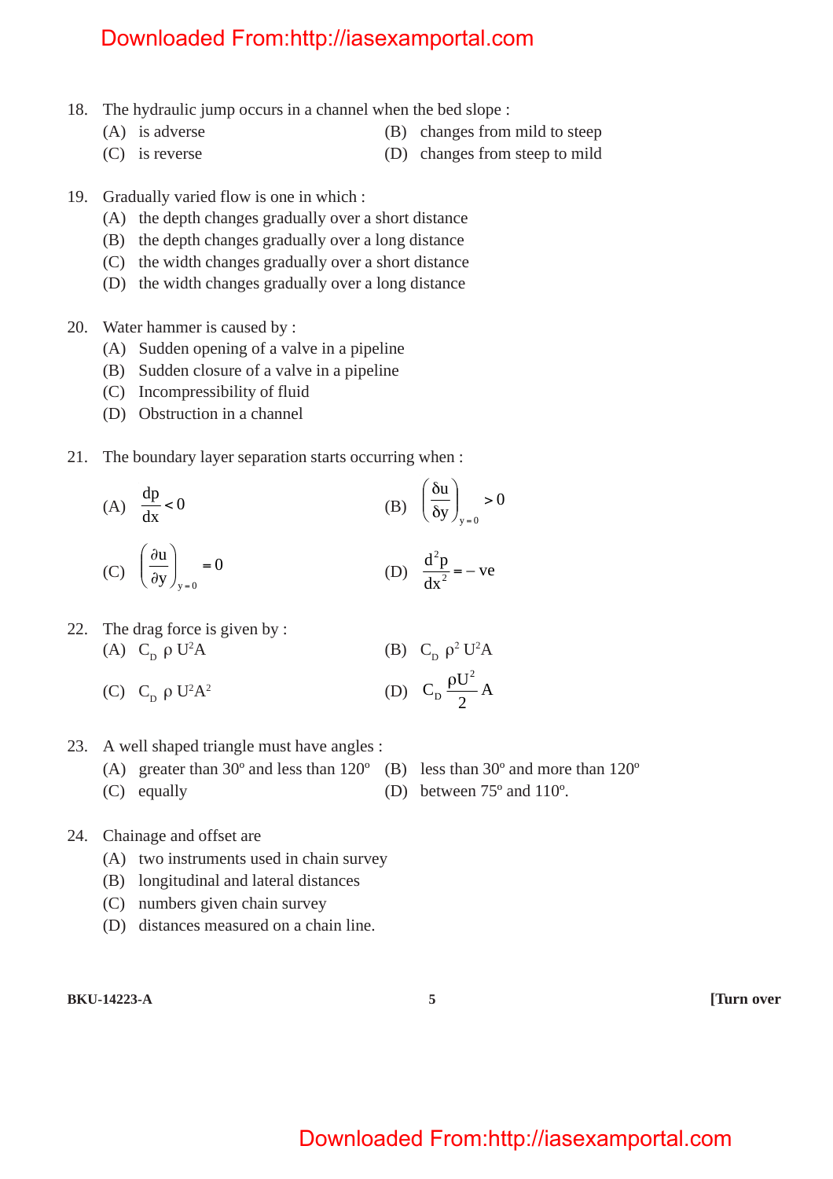18. The hydraulic jump occurs in a channel when the bed slope :

    (A) is adverse
    (B) changes from mild to steep
    (C) is reverse
    (D) changes from steep to mild

19. Gradually varied flow is one in which :

    (A) the depth changes gradually over a short distance
    (B) the depth changes gradually over a long distance
    (C) the width changes gradually over a short distance
    (D) the width changes gradually over a long distance

20. Water hammer is caused by :

    (A) Sudden opening of a valve in a pipeline
    (B) Sudden closure of a valve in a pipeline
    (C) Incompressibility of fluid
    (D) Obstruction in a channel

21. The boundary layer separation starts occurring when :

    (A) $\frac{dp}{dx} < 0$
    (B) $\left(\frac{\delta u}{\delta y}\right)_{y=0} > 0$
    (C) $\left(\frac{\partial u}{\partial y}\right)_{y=0} = 0$
    (D) $\frac{d^2p}{dx^2} = -\text{ve}$

22. The drag force is given by :

    (A) $C_D \, \rho \, U^2 A$
    (B) $C_D \, \rho^2 \, U^2 A$
    (C) $C_D \, \rho \, U^2 A^2$
    (D) $C_D \frac{\rho U^2}{2} A$

23. A well shaped triangle must have angles :

    (A) greater than 30º and less than 120º
    (B) less than 30º and more than 120º
    (C) equally
    (D) between 75º and 110º.

24. Chainage and offset are

    (A) two instruments used in chain survey
    (B) longitudinal and lateral distances
    (C) numbers given chain survey
    (D) distances measured on a chain line.

BKU-14223-A [Turn over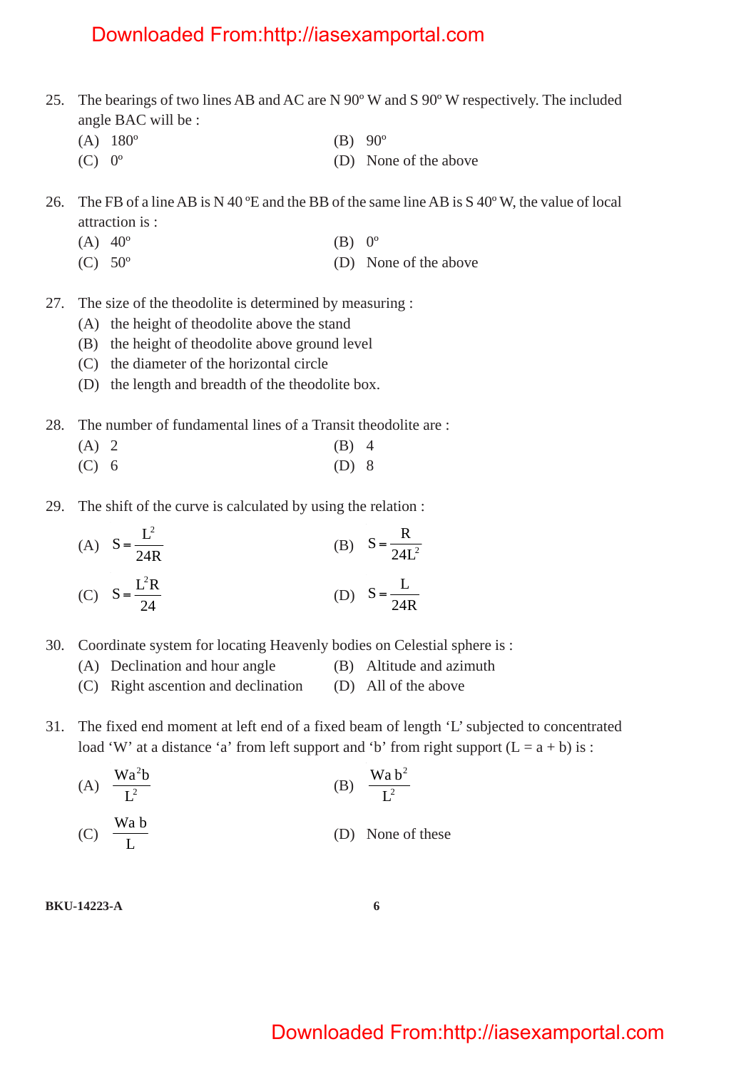25. The bearings of two lines AB and AC are N 90º W and S 90º W respectively. The included angle BAC will be :

(A) 180º
(B) 90º
(C) 0º
(D) None of the above

26. The FB of a line AB is N 40 ºE and the BB of the same line AB is S 40º W, the value of local attraction is :

(A) 40º
(B) 0º
(C) 50º
(D) None of the above

27. The size of the theodolite is determined by measuring :

(A) the height of theodolite above the stand
(B) the height of theodolite above ground level
(C) the diameter of the horizontal circle
(D) the length and breadth of the theodolite box.

28. The number of fundamental lines of a Transit theodolite are :

(A) 2
(B) 4
(C) 6
(D) 8

29. The shift of the curve is calculated by using the relation :

(A) $S = \frac{L^2}{24R}$
(B) $S = \frac{R}{24L^2}$
(C) $S = \frac{L^2 R}{24}$
(D) $S = \frac{L}{24R}$

30. Coordinate system for locating Heavenly bodies on Celestial sphere is :

(A) Declination and hour angle
(B) Altitude and azimuth
(C) Right ascention and declination
(D) All of the above

31. The fixed end moment at left end of a fixed beam of length 'L' subjected to concentrated load 'W' at a distance 'a' from left support and 'b' from right support (L = a + b) is :

(A) $\frac{Wa^2b}{L^2}$
(B) $\frac{Wa\,b^2}{L^2}$
(C) $\frac{Wa\,b}{L}$
(D) None of these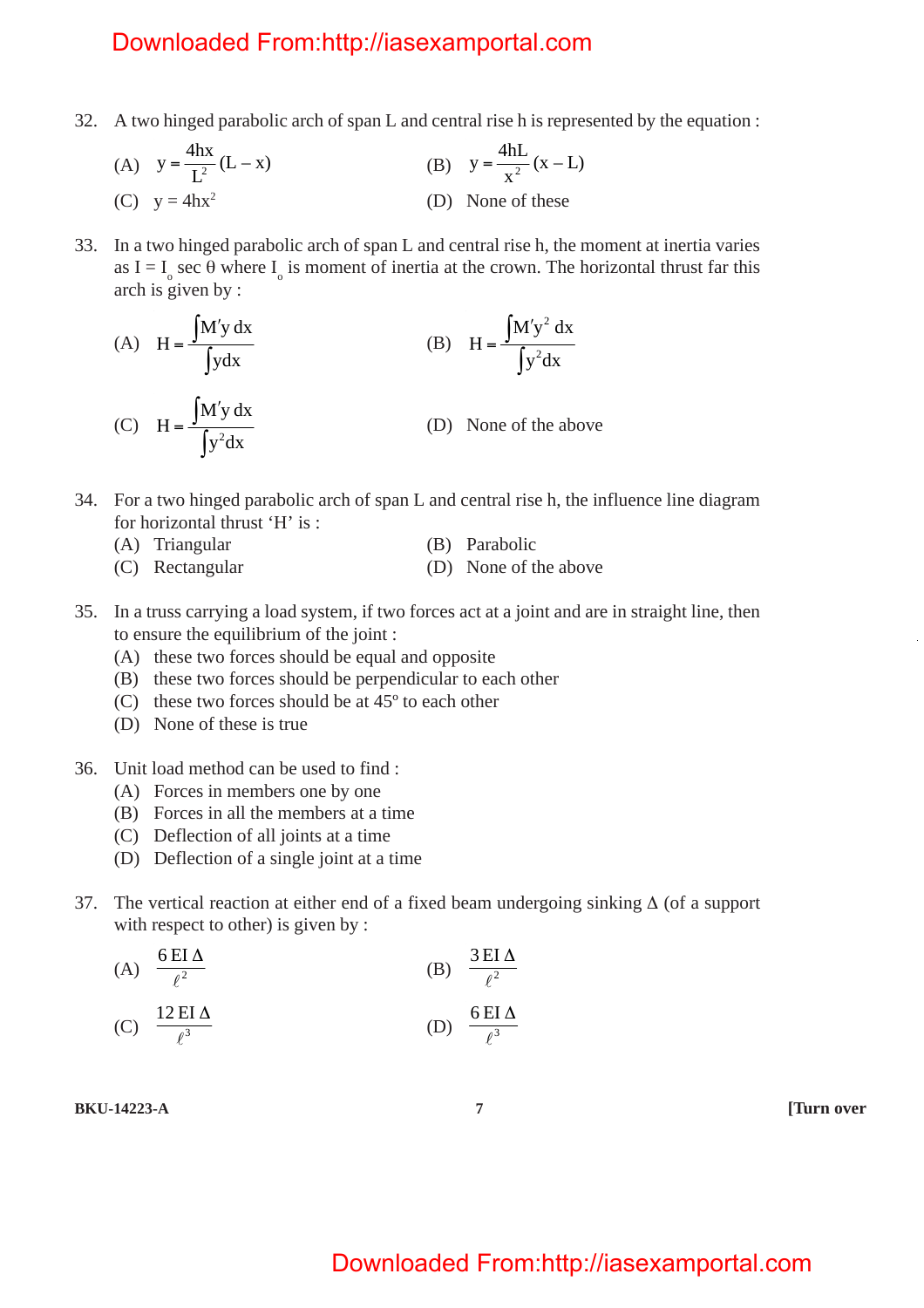32. A two hinged parabolic arch of span L and central rise h is represented by the equation :

(A) $y = \frac{4hx}{L^2}(L - x)$

(B) $y = \frac{4hL}{x^2}(x - L)$

(C) $y = 4hx^2$

(D) None of these

33. In a two hinged parabolic arch of span L and central rise h, the moment at inertia varies as $I = I_o \sec \theta$ where $I_o$ is moment of inertia at the crown. The horizontal thrust far this arch is given by :

(A) $H = \frac{\int M'y\,dx}{\int y dx}$

(B) $H = \frac{\int M'y^2\,dx}{\int y^2 dx}$

(C) $H = \frac{\int M'y\,dx}{\int y^2 dx}$

(D) None of the above

34. For a two hinged parabolic arch of span L and central rise h, the influence line diagram for horizontal thrust 'H' is :

(A) Triangular

(B) Parabolic

(C) Rectangular

(D) None of the above

35. In a truss carrying a load system, if two forces act at a joint and are in straight line, then to ensure the equilibrium of the joint :

(A) these two forces should be equal and opposite

(B) these two forces should be perpendicular to each other

(C) these two forces should be at 45º to each other

(D) None of these is true

36. Unit load method can be used to find :

(A) Forces in members one by one

(B) Forces in all the members at a time

(C) Deflection of all joints at a time

(D) Deflection of a single joint at a time

37. The vertical reaction at either end of a fixed beam undergoing sinking Δ (of a support with respect to other) is given by :

(A) $\frac{6\,EI\,\Delta}{\ell^2}$

(B) $\frac{3\,EI\,\Delta}{\ell^2}$

(C) $\frac{12\,EI\,\Delta}{\ell^3}$

(D) $\frac{6\,EI\,\Delta}{\ell^3}$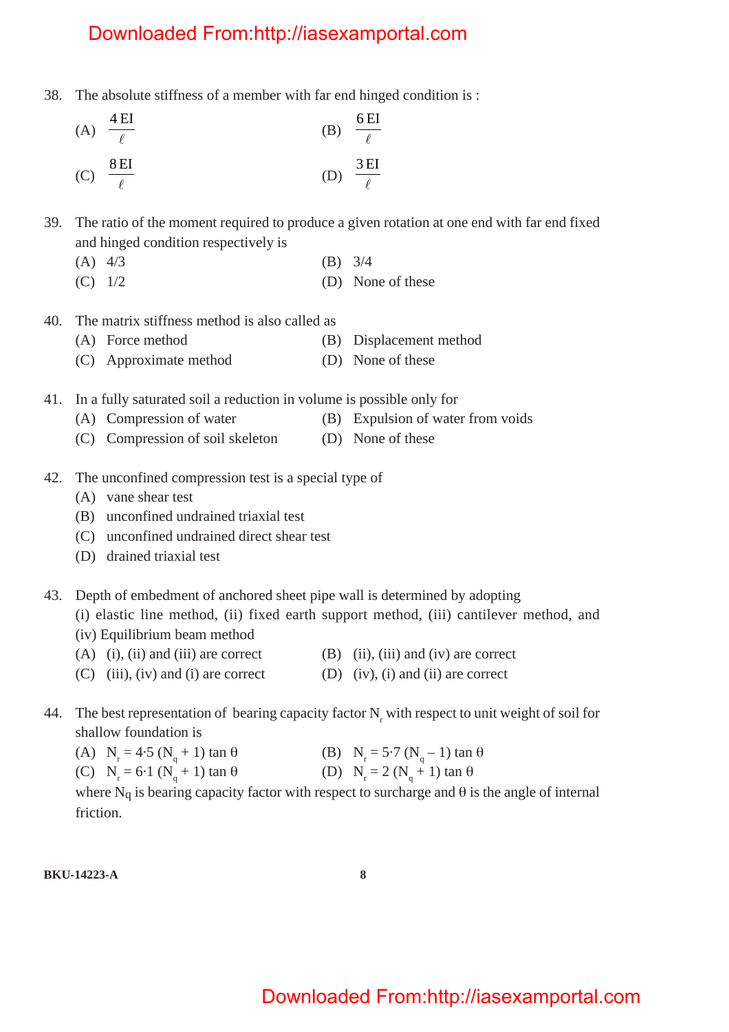38. The absolute stiffness of a member with far end hinged condition is :

(A) $\frac{4\,EI}{\ell}$ (B) $\frac{6\,EI}{\ell}$

(C) $\frac{8\,EI}{\ell}$ (D) $\frac{3\,EI}{\ell}$

39. The ratio of the moment required to produce a given rotation at one end with far end fixed and hinged condition respectively is

(A) 4/3 (B) 3/4

(C) 1/2 (D) None of these

40. The matrix stiffness method is also called as

(A) Force method (B) Displacement method

(C) Approximate method (D) None of these

41. In a fully saturated soil a reduction in volume is possible only for

(A) Compression of water (B) Expulsion of water from voids

(C) Compression of soil skeleton (D) None of these

42. The unconfined compression test is a special type of

(A) vane shear test

(B) unconfined undrained triaxial test

(C) unconfined undrained direct shear test

(D) drained triaxial test

43. Depth of embedment of anchored sheet pipe wall is determined by adopting (i) elastic line method, (ii) fixed earth support method, (iii) cantilever method, and (iv) Equilibrium beam method

(A) (i), (ii) and (iii) are correct (B) (ii), (iii) and (iv) are correct

(C) (iii), (iv) and (i) are correct (D) (iv), (i) and (ii) are correct

44. The best representation of bearing capacity factor $N_r$ with respect to unit weight of soil for shallow foundation is

(A) $N_r = 4{\cdot}5\,(N_q + 1)\tan\theta$ (B) $N_r = 5{\cdot}7\,(N_q - 1)\tan\theta$

(C) $N_r = 6{\cdot}1\,(N_q + 1)\tan\theta$ (D) $N_r = 2\,(N_q + 1)\tan\theta$

where $N_q$ is bearing capacity factor with respect to surcharge and $\theta$ is the angle of internal friction.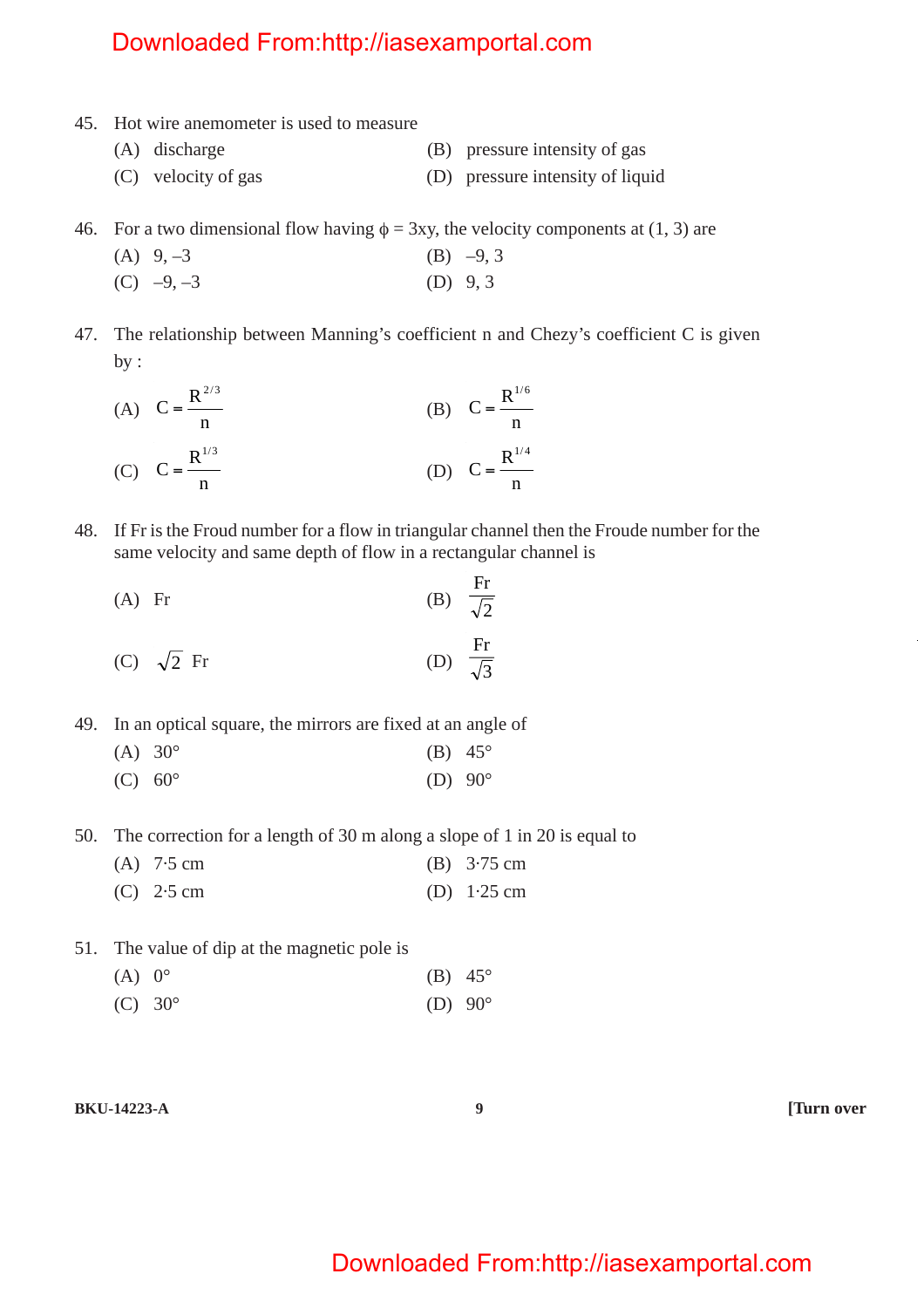45. Hot wire anemometer is used to measure

(A) discharge
(B) pressure intensity of gas
(C) velocity of gas
(D) pressure intensity of liquid

46. For a two dimensional flow having $\phi = 3xy$, the velocity components at (1, 3) are

(A) 9, –3
(B) –9, 3
(C) –9, –3
(D) 9, 3

47. The relationship between Manning's coefficient n and Chezy's coefficient C is given by :

(A) $C = \frac{R^{2/3}}{n}$
(B) $C = \frac{R^{1/6}}{n}$
(C) $C = \frac{R^{1/3}}{n}$
(D) $C = \frac{R^{1/4}}{n}$

48. If Fr is the Froud number for a flow in triangular channel then the Froude number for the same velocity and same depth of flow in a rectangular channel is

(A) Fr
(B) $\frac{Fr}{\sqrt{2}}$
(C) $\sqrt{2}$ Fr
(D) $\frac{Fr}{\sqrt{3}}$

49. In an optical square, the mirrors are fixed at an angle of

(A) 30°
(B) 45°
(C) 60°
(D) 90°

50. The correction for a length of 30 m along a slope of 1 in 20 is equal to

(A) 7·5 cm
(B) 3·75 cm
(C) 2·5 cm
(D) 1·25 cm

51. The value of dip at the magnetic pole is

(A) 0°
(B) 45°
(C) 30°
(D) 90°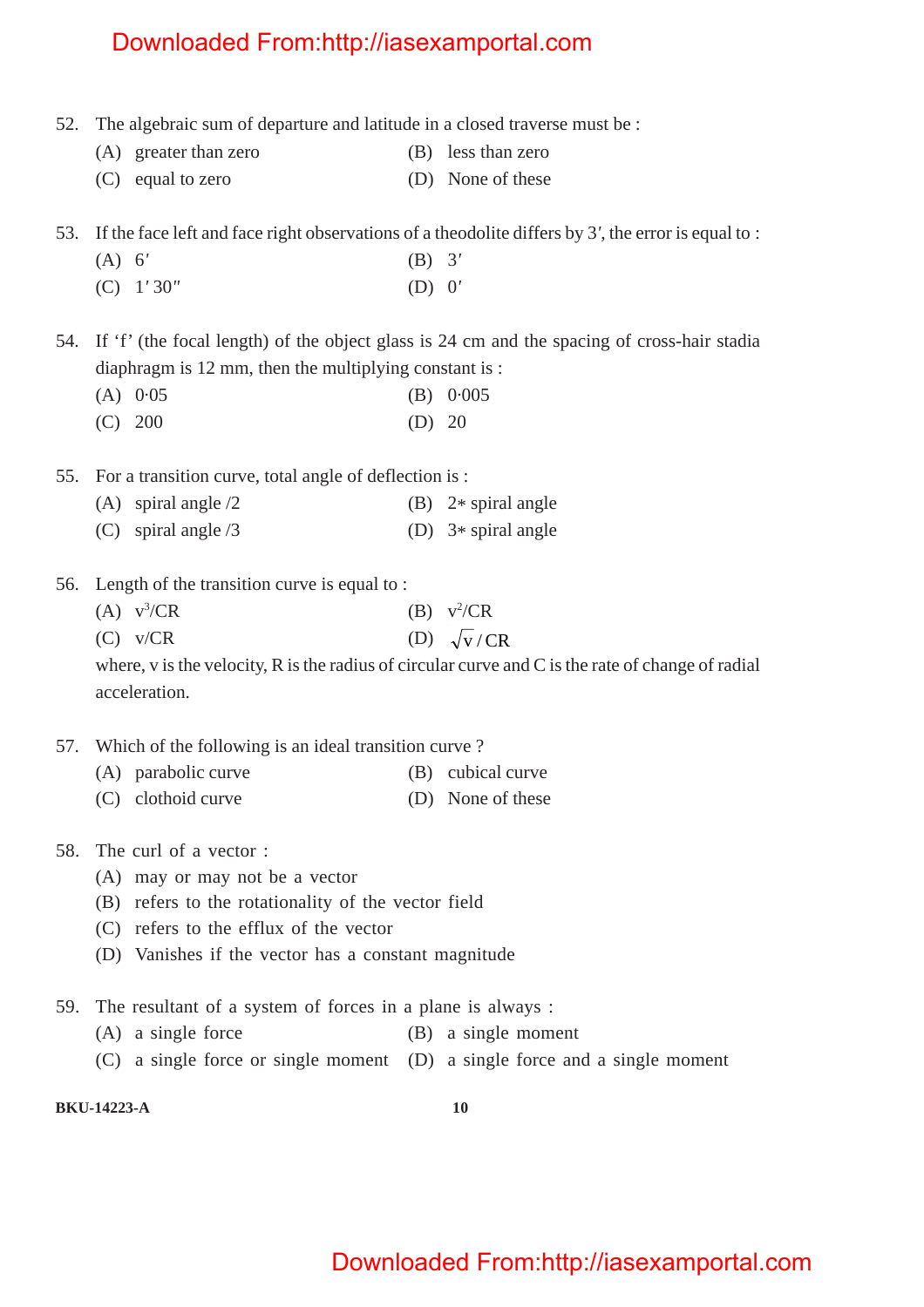52. The algebraic sum of departure and latitude in a closed traverse must be :

(A) greater than zero
(B) less than zero
(C) equal to zero
(D) None of these

53. If the face left and face right observations of a theodolite differs by 3′, the error is equal to :

(A) 6′
(B) 3′
(C) 1′ 30″
(D) 0′

54. If 'f' (the focal length) of the object glass is 24 cm and the spacing of cross-hair stadia diaphragm is 12 mm, then the multiplying constant is :

(A) 0·05
(B) 0·005
(C) 200
(D) 20

55. For a transition curve, total angle of deflection is :

(A) spiral angle /2
(B) 2∗ spiral angle
(C) spiral angle /3
(D) 3∗ spiral angle

56. Length of the transition curve is equal to :

(A) $v^3/CR$
(B) $v^2/CR$
(C) $v/CR$
(D) $\sqrt{v}\,/\,CR$

where, v is the velocity, R is the radius of circular curve and C is the rate of change of radial acceleration.

57. Which of the following is an ideal transition curve ?

(A) parabolic curve
(B) cubical curve
(C) clothoid curve
(D) None of these

58. The curl of a vector :

(A) may or may not be a vector
(B) refers to the rotationality of the vector field
(C) refers to the efflux of the vector
(D) Vanishes if the vector has a constant magnitude

59. The resultant of a system of forces in a plane is always :

(A) a single force
(B) a single moment
(C) a single force or single moment
(D) a single force and a single moment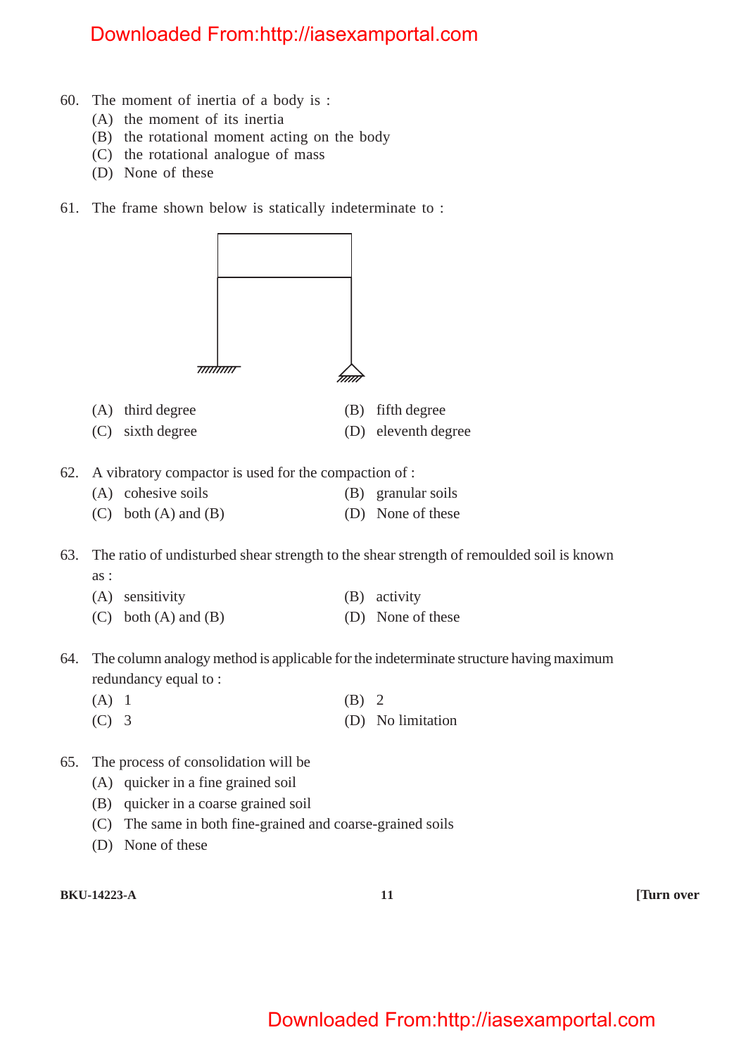60. The moment of inertia of a body is :
    (A) the moment of its inertia
    (B) the rotational moment acting on the body
    (C) the rotational analogue of mass
    (D) None of these

61. The frame shown below is statically indeterminate to :

    (A) third degree
    (B) fifth degree
    (C) sixth degree
    (D) eleventh degree

62. A vibratory compactor is used for the compaction of :
    (A) cohesive soils
    (B) granular soils
    (C) both (A) and (B)
    (D) None of these

63. The ratio of undisturbed shear strength to the shear strength of remoulded soil is known as :
    (A) sensitivity
    (B) activity
    (C) both (A) and (B)
    (D) None of these

64. The column analogy method is applicable for the indeterminate structure having maximum redundancy equal to :
    (A) 1
    (B) 2
    (C) 3
    (D) No limitation

65. The process of consolidation will be
    (A) quicker in a fine grained soil
    (B) quicker in a coarse grained soil
    (C) The same in both fine-grained and coarse-grained soils
    (D) None of these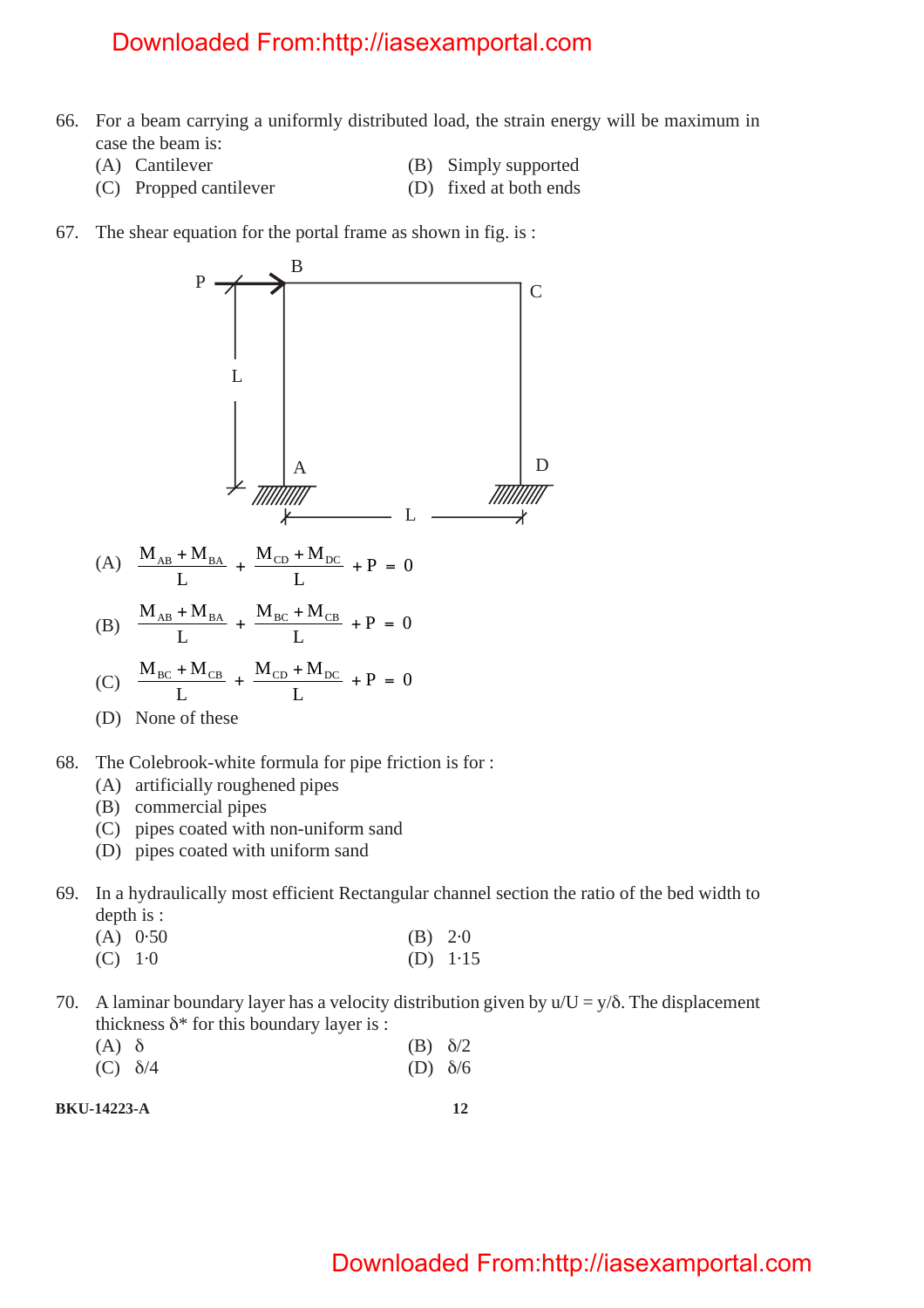66. For a beam carrying a uniformly distributed load, the strain energy will be maximum in case the beam is:

(A) Cantilever
(B) Simply supported
(C) Propped cantilever
(D) fixed at both ends

67. The shear equation for the portal frame as shown in fig. is :

(A) $\dfrac{M_{AB} + M_{BA}}{L} + \dfrac{M_{CD} + M_{DC}}{L} + P = 0$

(B) $\dfrac{M_{AB} + M_{BA}}{L} + \dfrac{M_{BC} + M_{CB}}{L} + P = 0$

(C) $\dfrac{M_{BC} + M_{CB}}{L} + \dfrac{M_{CD} + M_{DC}}{L} + P = 0$

(D) None of these

68. The Colebrook-white formula for pipe friction is for :

(A) artificially roughened pipes
(B) commercial pipes
(C) pipes coated with non-uniform sand
(D) pipes coated with uniform sand

69. In a hydraulically most efficient Rectangular channel section the ratio of the bed width to depth is :

(A) 0·50
(B) 2·0
(C) 1·0
(D) 1·15

70. A laminar boundary layer has a velocity distribution given by $u/U = y/\delta$. The displacement thickness $\delta^*$ for this boundary layer is :

(A) $\delta$
(B) $\delta/2$
(C) $\delta/4$
(D) $\delta/6$

BKU-14223-A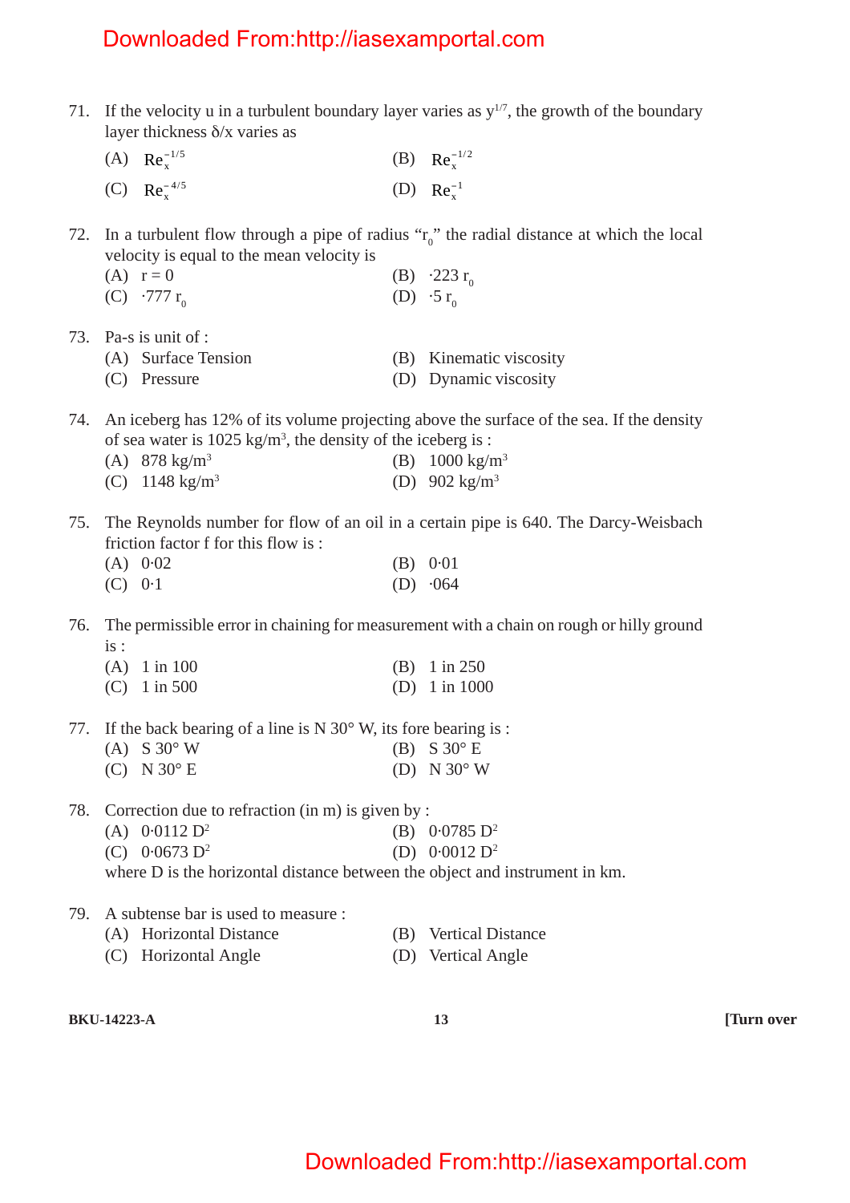71. If the velocity u in a turbulent boundary layer varies as $y^{1/7}$, the growth of the boundary layer thickness δ/x varies as

(A) $Re_x^{-1/5}$ (B) $Re_x^{-1/2}$

(C) $Re_x^{-4/5}$ (D) $Re_x^{-1}$

72. In a turbulent flow through a pipe of radius "$r_0$" the radial distance at which the local velocity is equal to the mean velocity is

(A) r = 0 (B) ·223 $r_0$

(C) ·777 $r_0$ (D) ·5 $r_0$

73. Pa-s is unit of :

(A) Surface Tension (B) Kinematic viscosity

(C) Pressure (D) Dynamic viscosity

74. An iceberg has 12% of its volume projecting above the surface of the sea. If the density of sea water is 1025 kg/$m^3$, the density of the iceberg is :

(A) 878 kg/$m^3$ (B) 1000 kg/$m^3$

(C) 1148 kg/$m^3$ (D) 902 kg/$m^3$

75. The Reynolds number for flow of an oil in a certain pipe is 640. The Darcy-Weisbach friction factor f for this flow is :

(A) 0·02 (B) 0·01

(C) 0·1 (D) ·064

76. The permissible error in chaining for measurement with a chain on rough or hilly ground is :

(A) 1 in 100 (B) 1 in 250

(C) 1 in 500 (D) 1 in 1000

77. If the back bearing of a line is N 30° W, its fore bearing is :

(A) S 30° W (B) S 30° E

(C) N 30° E (D) N 30° W

78. Correction due to refraction (in m) is given by :

(A) 0·0112 $D^2$ (B) 0·0785 $D^2$

(C) 0·0673 $D^2$ (D) 0·0012 $D^2$

where D is the horizontal distance between the object and instrument in km.

79. A subtense bar is used to measure :

(A) Horizontal Distance (B) Vertical Distance

(C) Horizontal Angle (D) Vertical Angle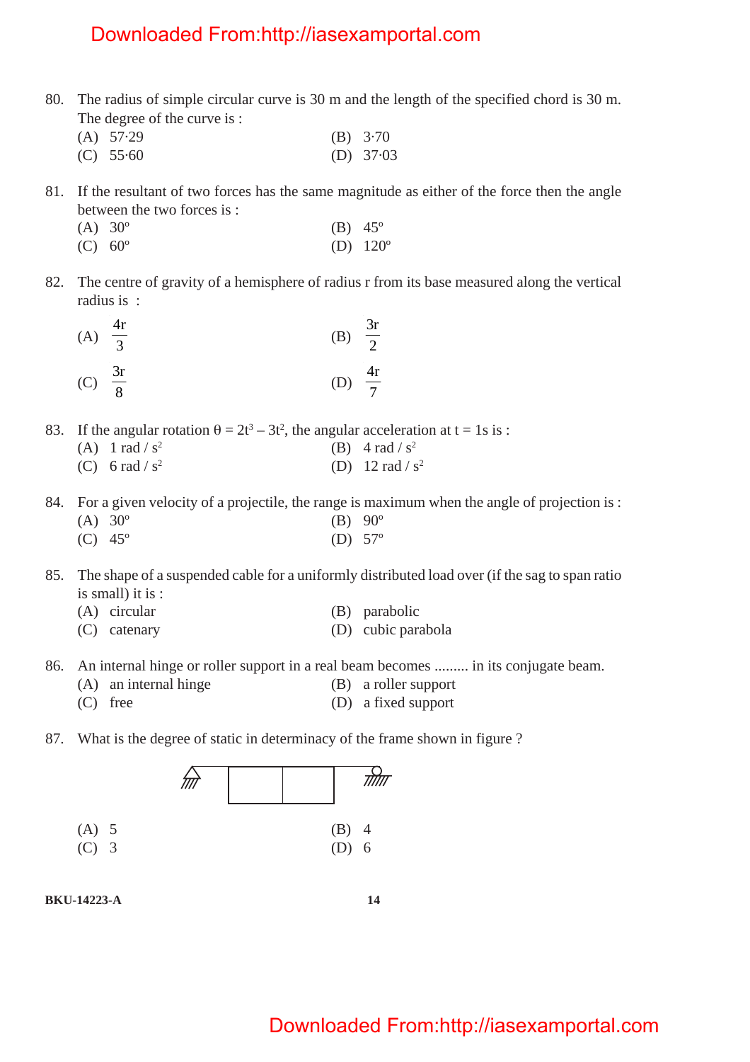80. The radius of simple circular curve is 30 m and the length of the specified chord is 30 m. The degree of the curve is :

(A) 57·29
(B) 3·70
(C) 55·60
(D) 37·03

81. If the resultant of two forces has the same magnitude as either of the force then the angle between the two forces is :

(A) 30º
(B) 45º
(C) 60º
(D) 120º

82. The centre of gravity of a hemisphere of radius r from its base measured along the vertical radius is :

(A) $\frac{4r}{3}$
(B) $\frac{3r}{2}$
(C) $\frac{3r}{8}$
(D) $\frac{4r}{7}$

83. If the angular rotation $\theta = 2t^3 - 3t^2$, the angular acceleration at t = 1s is :

(A) 1 rad / $s^2$
(B) 4 rad / $s^2$
(C) 6 rad / $s^2$
(D) 12 rad / $s^2$

84. For a given velocity of a projectile, the range is maximum when the angle of projection is :

(A) 30º
(B) 90º
(C) 45º
(D) 57º

85. The shape of a suspended cable for a uniformly distributed load over (if the sag to span ratio is small) it is :

(A) circular
(B) parabolic
(C) catenary
(D) cubic parabola

86. An internal hinge or roller support in a real beam becomes ......... in its conjugate beam.

(A) an internal hinge
(B) a roller support
(C) free
(D) a fixed support

87. What is the degree of static in determinacy of the frame shown in figure ?

(A) 5
(B) 4
(C) 3
(D) 6

BKU-14223-A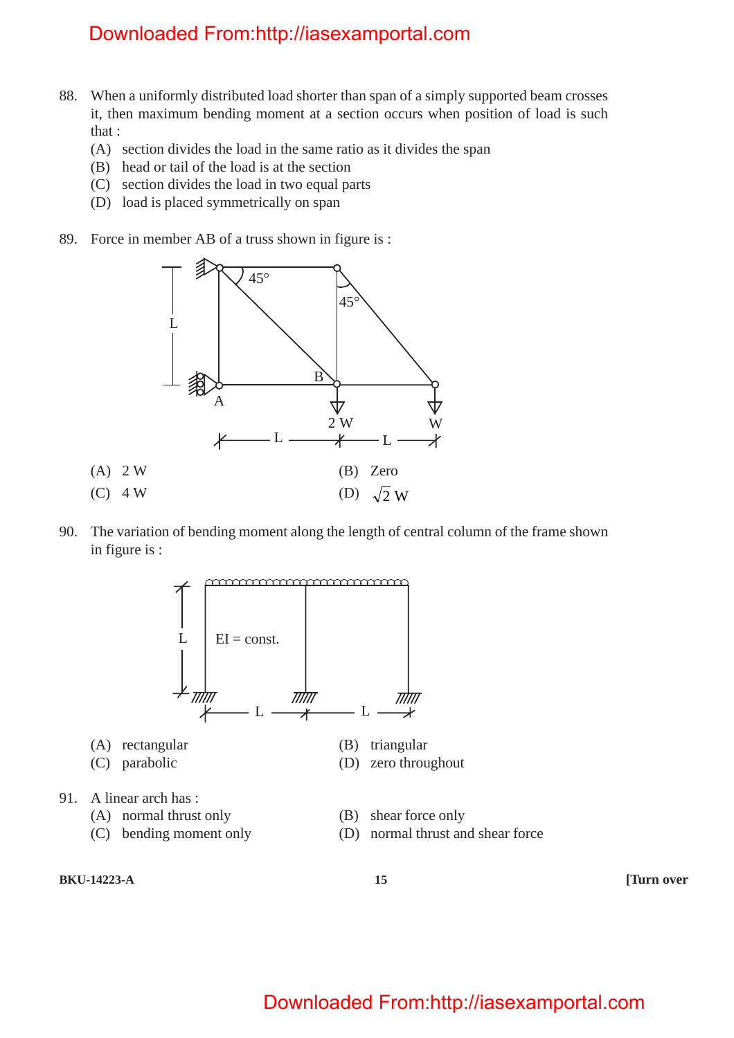88. When a uniformly distributed load shorter than span of a simply supported beam crosses it, then maximum bending moment at a section occurs when position of load is such that :

    (A) section divides the load in the same ratio as it divides the span
    (B) head or tail of the load is at the section
    (C) section divides the load in two equal parts
    (D) load is placed symmetrically on span

89. Force in member AB of a truss shown in figure is :

    (A) 2 W
    (B) Zero
    (C) 4 W
    (D) $\sqrt{2}$ W

90. The variation of bending moment along the length of central column of the frame shown in figure is :

    (A) rectangular
    (B) triangular
    (C) parabolic
    (D) zero throughout

91. A linear arch has :

    (A) normal thrust only
    (B) shear force only
    (C) bending moment only
    (D) normal thrust and shear force

BKU-14223-A

[Turn over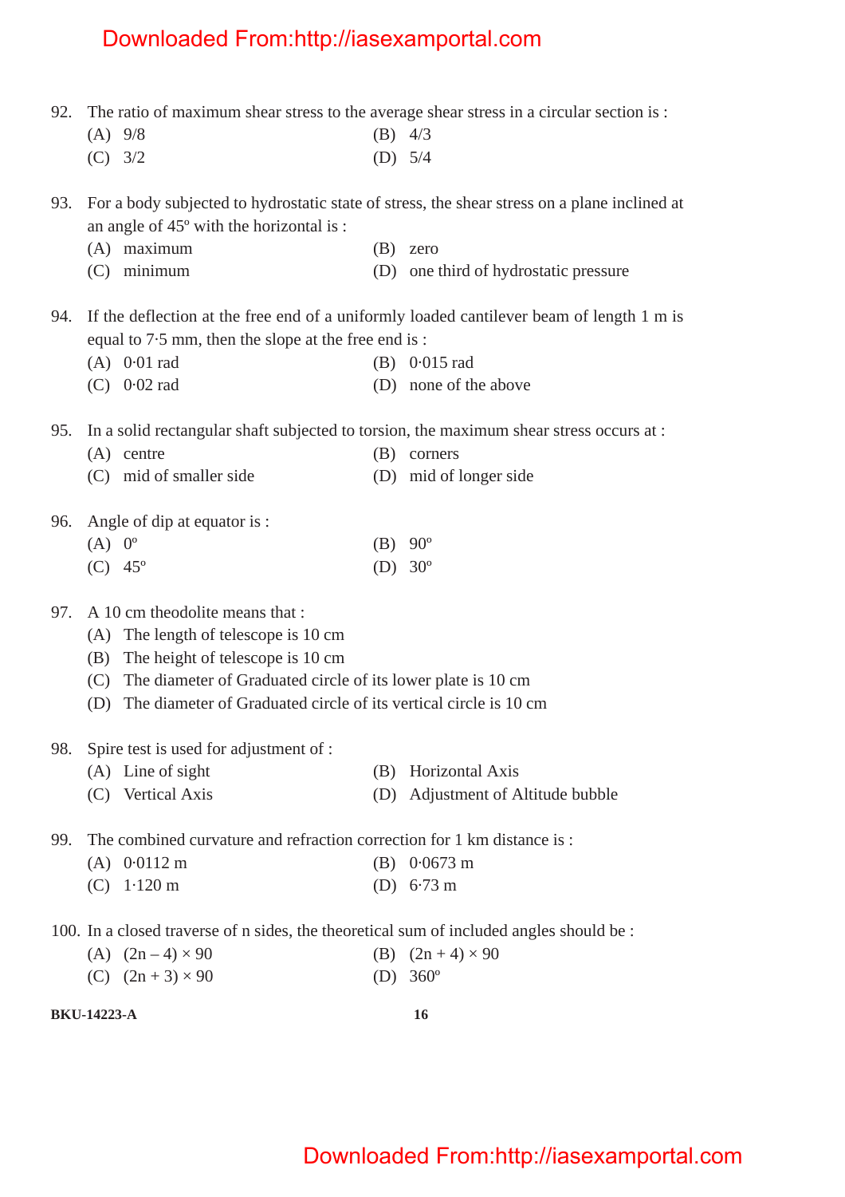92. The ratio of maximum shear stress to the average shear stress in a circular section is :

(A) 9/8
(B) 4/3
(C) 3/2
(D) 5/4

93. For a body subjected to hydrostatic state of stress, the shear stress on a plane inclined at an angle of 45º with the horizontal is :

(A) maximum
(B) zero
(C) minimum
(D) one third of hydrostatic pressure

94. If the deflection at the free end of a uniformly loaded cantilever beam of length 1 m is equal to 7·5 mm, then the slope at the free end is :

(A) 0·01 rad
(B) 0·015 rad
(C) 0·02 rad
(D) none of the above

95. In a solid rectangular shaft subjected to torsion, the maximum shear stress occurs at :

(A) centre
(B) corners
(C) mid of smaller side
(D) mid of longer side

96. Angle of dip at equator is :

(A) 0º
(B) 90º
(C) 45º
(D) 30º

97. A 10 cm theodolite means that :

(A) The length of telescope is 10 cm
(B) The height of telescope is 10 cm
(C) The diameter of Graduated circle of its lower plate is 10 cm
(D) The diameter of Graduated circle of its vertical circle is 10 cm

98. Spire test is used for adjustment of :

(A) Line of sight
(B) Horizontal Axis
(C) Vertical Axis
(D) Adjustment of Altitude bubble

99. The combined curvature and refraction correction for 1 km distance is :

(A) 0·0112 m
(B) 0·0673 m
(C) 1·120 m
(D) 6·73 m

100. In a closed traverse of n sides, the theoretical sum of included angles should be :

(A) $(2n - 4) \times 90$
(B) $(2n + 4) \times 90$
(C) $(2n + 3) \times 90$
(D) 360º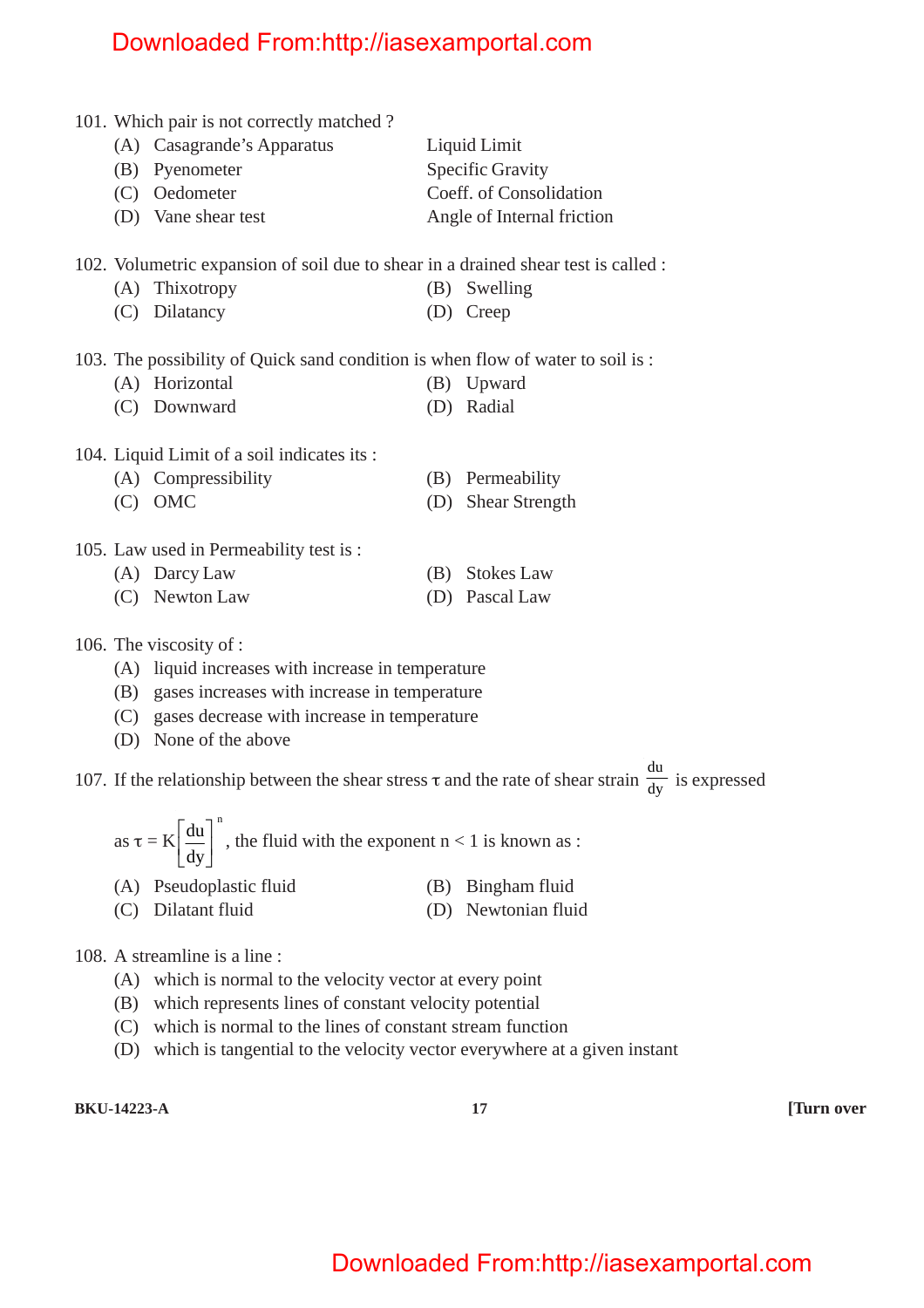101. Which pair is not correctly matched ?

(A) Casagrande's Apparatus — Liquid Limit

(B) Pyenometer — Specific Gravity

(C) Oedometer — Coeff. of Consolidation

(D) Vane shear test — Angle of Internal friction

102. Volumetric expansion of soil due to shear in a drained shear test is called :

(A) Thixotropy (B) Swelling

(C) Dilatancy (D) Creep

103. The possibility of Quick sand condition is when flow of water to soil is :

(A) Horizontal (B) Upward

(C) Downward (D) Radial

104. Liquid Limit of a soil indicates its :

(A) Compressibility (B) Permeability

(C) OMC (D) Shear Strength

105. Law used in Permeability test is :

(A) Darcy Law (B) Stokes Law

(C) Newton Law (D) Pascal Law

106. The viscosity of :

(A) liquid increases with increase in temperature

(B) gases increases with increase in temperature

(C) gases decrease with increase in temperature

(D) None of the above

107. If the relationship between the shear stress $\tau$ and the rate of shear strain $\frac{du}{dy}$ is expressed as $\tau = K\left[\frac{du}{dy}\right]^n$, the fluid with the exponent $n < 1$ is known as :

(A) Pseudoplastic fluid (B) Bingham fluid

(C) Dilatant fluid (D) Newtonian fluid

108. A streamline is a line :

(A) which is normal to the velocity vector at every point

(B) which represents lines of constant velocity potential

(C) which is normal to the lines of constant stream function

(D) which is tangential to the velocity vector everywhere at a given instant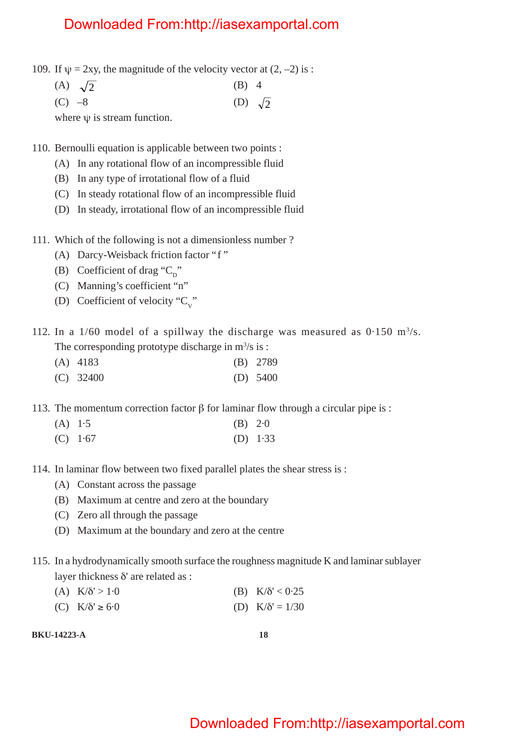109. If $\psi = 2xy$, the magnitude of the velocity vector at $(2, -2)$ is :

(A) $\sqrt{2}$

(B) 4

(C) $-8$

(D) $\sqrt{2}$

where $\psi$ is stream function.

110. Bernoulli equation is applicable between two points :

(A) In any rotational flow of an incompressible fluid

(B) In any type of irrotational flow of a fluid

(C) In steady rotational flow of an incompressible fluid

(D) In steady, irrotational flow of an incompressible fluid

111. Which of the following is not a dimensionless number ?

(A) Darcy-Weisback friction factor "f "

(B) Coefficient of drag "$C_D$"

(C) Manning's coefficient "n"

(D) Coefficient of velocity "$C_V$"

112. In a 1/60 model of a spillway the discharge was measured as 0·150 $m^3/s$. The corresponding prototype discharge in $m^3/s$ is :

(A) 4183

(B) 2789

(C) 32400

(D) 5400

113. The momentum correction factor $\beta$ for laminar flow through a circular pipe is :

(A) 1·5

(B) 2·0

(C) 1·67

(D) 1·33

114. In laminar flow between two fixed parallel plates the shear stress is :

(A) Constant across the passage

(B) Maximum at centre and zero at the boundary

(C) Zero all through the passage

(D) Maximum at the boundary and zero at the centre

115. In a hydrodynamically smooth surface the roughness magnitude K and laminar sublayer layer thickness $\delta'$ are related as :

(A) $K/\delta' > 1{\cdot}0$

(B) $K/\delta' < 0{\cdot}25$

(C) $K/\delta' \geq 6{\cdot}0$

(D) $K/\delta' = 1/30$

BKU-14223-A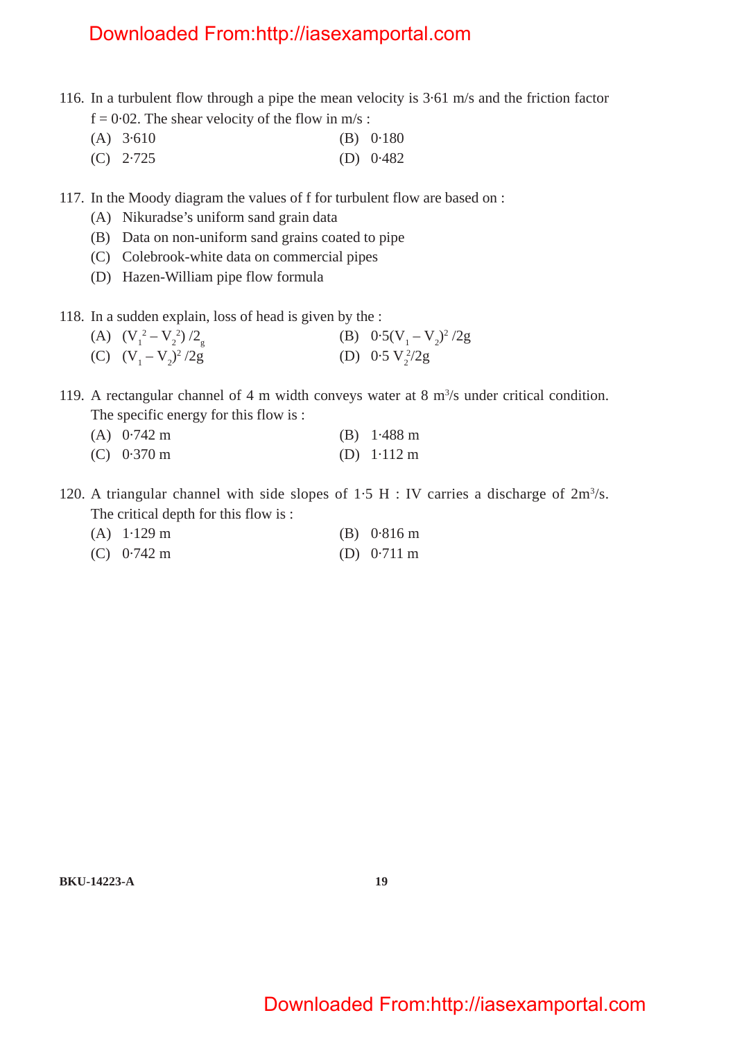116. In a turbulent flow through a pipe the mean velocity is 3·61 m/s and the friction factor f = 0·02. The shear velocity of the flow in m/s :

(A) 3·610 (B) 0·180

(C) 2·725 (D) 0·482

117. In the Moody diagram the values of f for turbulent flow are based on :

(A) Nikuradse's uniform sand grain data

(B) Data on non-uniform sand grains coated to pipe

(C) Colebrook-white data on commercial pipes

(D) Hazen-William pipe flow formula

118. In a sudden explain, loss of head is given by the :

(A) $(V_1^2 - V_2^2)/2_g$ (B) $0{\cdot}5(V_1 - V_2)^2/2g$

(C) $(V_1 - V_2)^2/2g$ (D) $0{\cdot}5\,V_2^2/2g$

119. A rectangular channel of 4 m width conveys water at 8 $m^3/s$ under critical condition. The specific energy for this flow is :

(A) 0·742 m (B) 1·488 m

(C) 0·370 m (D) 1·112 m

120. A triangular channel with side slopes of 1·5 H : IV carries a discharge of $2m^3/s$. The critical depth for this flow is :

(A) 1·129 m (B) 0·816 m

(C) 0·742 m (D) 0·711 m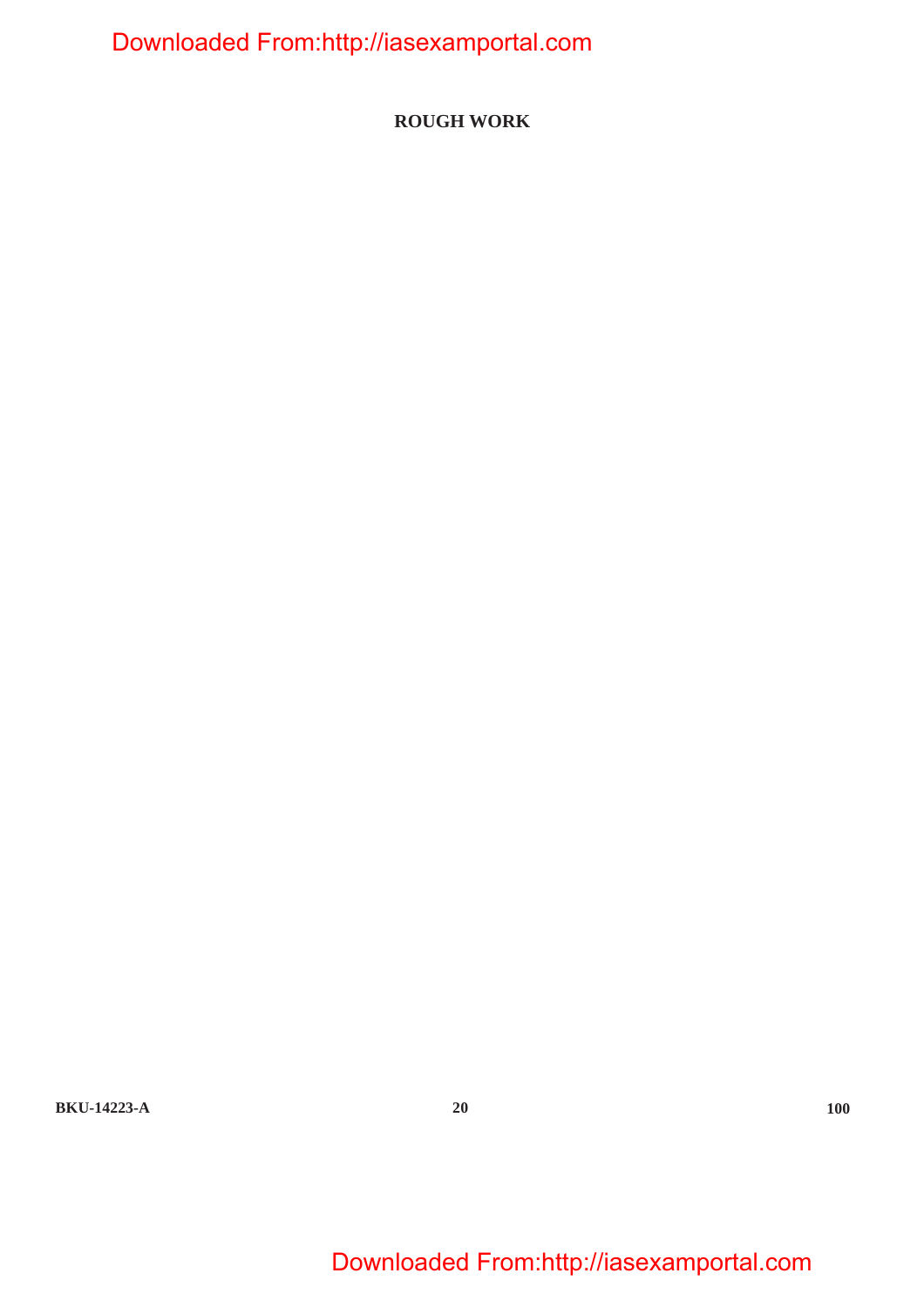**ROUGH WORK**